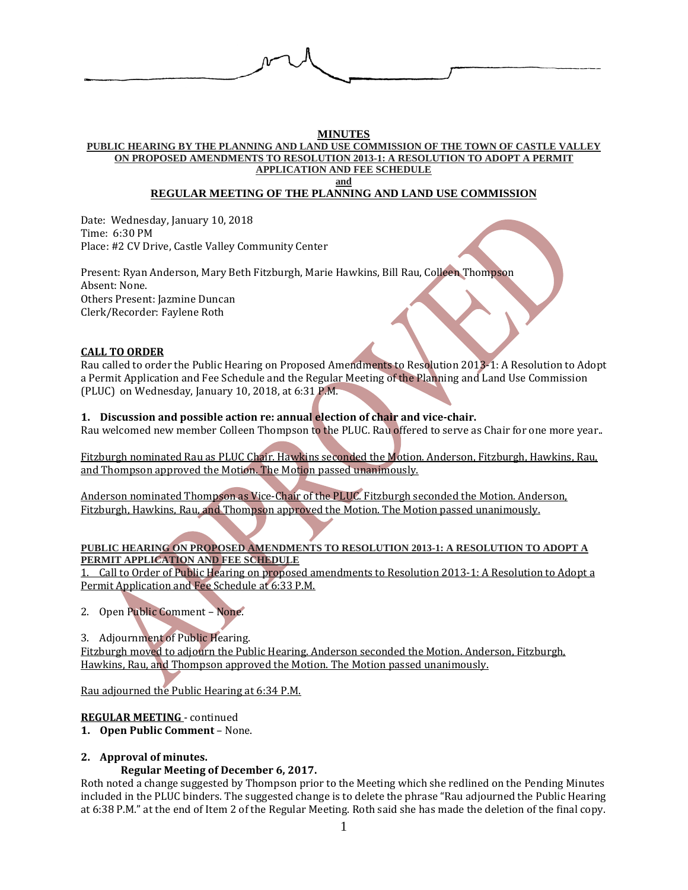**MINUTES**

**PUBLIC HEARING BY THE PLANNING AND LAND USE COMMISSION OF THE TOWN OF CASTLE VALLEY ON PROPOSED AMENDMENTS TO RESOLUTION 2013-1: A RESOLUTION TO ADOPT A PERMIT APPLICATION AND FEE SCHEDULE**

**and**

**REGULAR MEETING OF THE PLANNING AND LAND USE COMMISSION**

Date: Wednesday, January 10, 2018
Time: 6:30 PM
Place: #2 CV Drive, Castle Valley Community Center

Present: Ryan Anderson, Mary Beth Fitzburgh, Marie Hawkins, Bill Rau, Colleen Thompson
Absent: None.
Others Present: Jazmine Duncan
Clerk/Recorder: Faylene Roth

**CALL TO ORDER**

Rau called to order the Public Hearing on Proposed Amendments to Resolution 2013-1: A Resolution to Adopt a Permit Application and Fee Schedule and the Regular Meeting of the Planning and Land Use Commission (PLUC) on Wednesday, January 10, 2018, at 6:31 P.M.

**1. Discussion and possible action re: annual election of chair and vice-chair.**

Rau welcomed new member Colleen Thompson to the PLUC. Rau offered to serve as Chair for one more year..

Fitzburgh nominated Rau as PLUC Chair. Hawkins seconded the Motion. Anderson, Fitzburgh, Hawkins, Rau, and Thompson approved the Motion. The Motion passed unanimously.

Anderson nominated Thompson as Vice-Chair of the PLUC. Fitzburgh seconded the Motion. Anderson, Fitzburgh, Hawkins, Rau, and Thompson approved the Motion. The Motion passed unanimously.

**PUBLIC HEARING ON PROPOSED AMENDMENTS TO RESOLUTION 2013-1: A RESOLUTION TO ADOPT A PERMIT APPLICATION AND FEE SCHEDULE**

1. Call to Order of Public Hearing on proposed amendments to Resolution 2013-1: A Resolution to Adopt a Permit Application and Fee Schedule at 6:33 P.M.

2. Open Public Comment – None.

3. Adjournment of Public Hearing.
Fitzburgh moved to adjourn the Public Hearing. Anderson seconded the Motion. Anderson, Fitzburgh, Hawkins, Rau, and Thompson approved the Motion. The Motion passed unanimously.

Rau adjourned the Public Hearing at 6:34 P.M.

**REGULAR MEETING** - continued

**1. Open Public Comment** – None.

**2. Approval of minutes.**

**Regular Meeting of December 6, 2017.**

Roth noted a change suggested by Thompson prior to the Meeting which she redlined on the Pending Minutes included in the PLUC binders. The suggested change is to delete the phrase "Rau adjourned the Public Hearing at 6:38 P.M." at the end of Item 2 of the Regular Meeting. Roth said she has made the deletion of the final copy.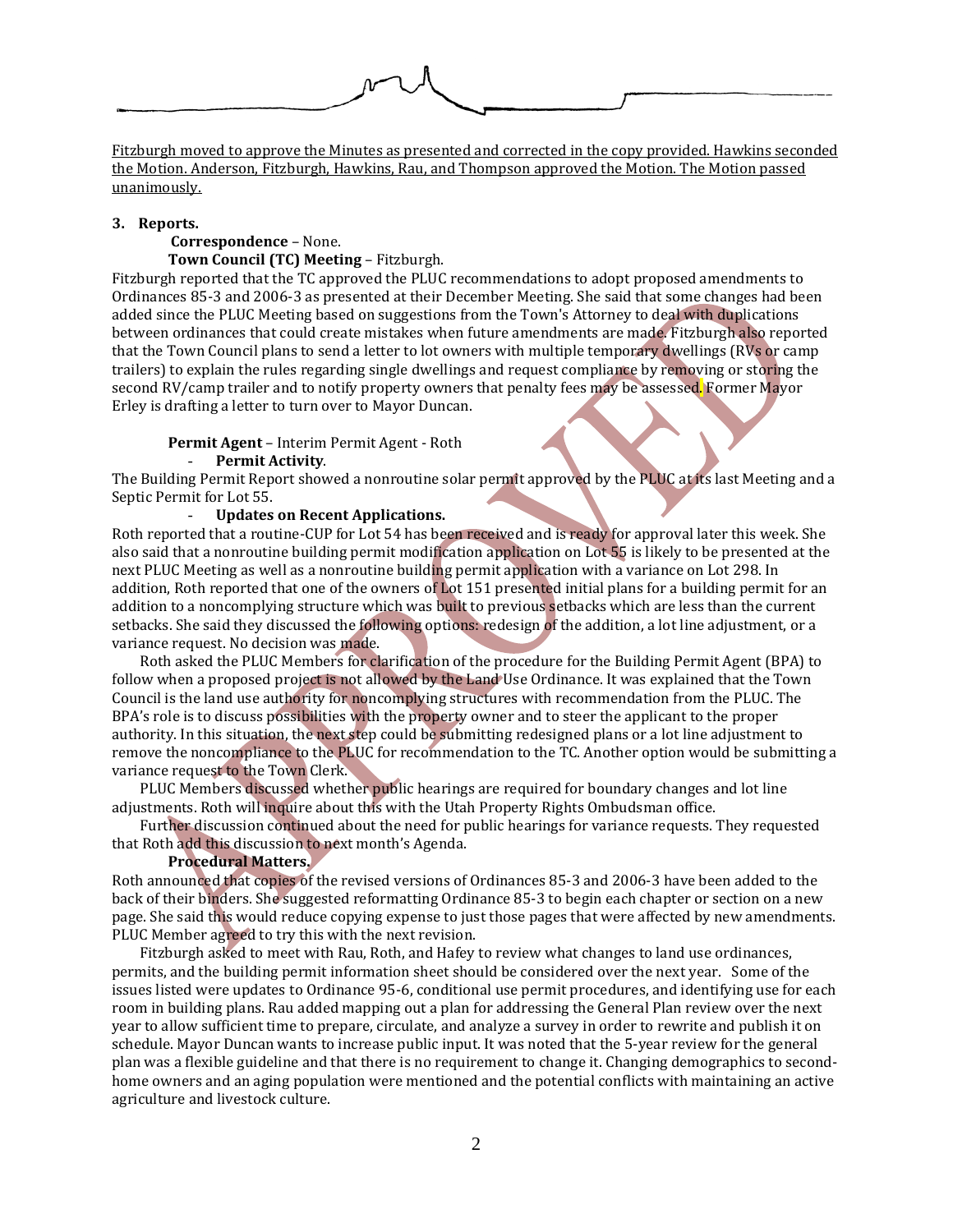Fitzburgh moved to approve the Minutes as presented and corrected in the copy provided. Hawkins seconded the Motion. Anderson, Fitzburgh, Hawkins, Rau, and Thompson approved the Motion. The Motion passed unanimously.

**3. Reports.**

**Correspondence** – None.

**Town Council (TC) Meeting** – Fitzburgh.

Fitzburgh reported that the TC approved the PLUC recommendations to adopt proposed amendments to Ordinances 85-3 and 2006-3 as presented at their December Meeting. She said that some changes had been added since the PLUC Meeting based on suggestions from the Town's Attorney to deal with duplications between ordinances that could create mistakes when future amendments are made. Fitzburgh also reported that the Town Council plans to send a letter to lot owners with multiple temporary dwellings (RVs or camp trailers) to explain the rules regarding single dwellings and request compliance by removing or storing the second RV/camp trailer and to notify property owners that penalty fees may be assessed. Former Mayor Erley is drafting a letter to turn over to Mayor Duncan.

**Permit Agent** – Interim Permit Agent - Roth

- **Permit Activity**.

The Building Permit Report showed a nonroutine solar permit approved by the PLUC at its last Meeting and a Septic Permit for Lot 55.

- **Updates on Recent Applications.**

Roth reported that a routine-CUP for Lot 54 has been received and is ready for approval later this week. She also said that a nonroutine building permit modification application on Lot 55 is likely to be presented at the next PLUC Meeting as well as a nonroutine building permit application with a variance on Lot 298. In addition, Roth reported that one of the owners of Lot 151 presented initial plans for a building permit for an addition to a noncomplying structure which was built to previous setbacks which are less than the current setbacks. She said they discussed the following options: redesign of the addition, a lot line adjustment, or a variance request. No decision was made.

Roth asked the PLUC Members for clarification of the procedure for the Building Permit Agent (BPA) to follow when a proposed project is not allowed by the Land Use Ordinance. It was explained that the Town Council is the land use authority for noncomplying structures with recommendation from the PLUC. The BPA's role is to discuss possibilities with the property owner and to steer the applicant to the proper authority. In this situation, the next step could be submitting redesigned plans or a lot line adjustment to remove the noncompliance to the PLUC for recommendation to the TC. Another option would be submitting a variance request to the Town Clerk.

PLUC Members discussed whether public hearings are required for boundary changes and lot line adjustments. Roth will inquire about this with the Utah Property Rights Ombudsman office.

Further discussion continued about the need for public hearings for variance requests. They requested that Roth add this discussion to next month's Agenda.

**Procedural Matters.**

Roth announced that copies of the revised versions of Ordinances 85-3 and 2006-3 have been added to the back of their binders. She suggested reformatting Ordinance 85-3 to begin each chapter or section on a new page. She said this would reduce copying expense to just those pages that were affected by new amendments. PLUC Member agreed to try this with the next revision.

Fitzburgh asked to meet with Rau, Roth, and Hafey to review what changes to land use ordinances, permits, and the building permit information sheet should be considered over the next year. Some of the issues listed were updates to Ordinance 95-6, conditional use permit procedures, and identifying use for each room in building plans. Rau added mapping out a plan for addressing the General Plan review over the next year to allow sufficient time to prepare, circulate, and analyze a survey in order to rewrite and publish it on schedule. Mayor Duncan wants to increase public input. It was noted that the 5-year review for the general plan was a flexible guideline and that there is no requirement to change it. Changing demographics to second-home owners and an aging population were mentioned and the potential conflicts with maintaining an active agriculture and livestock culture.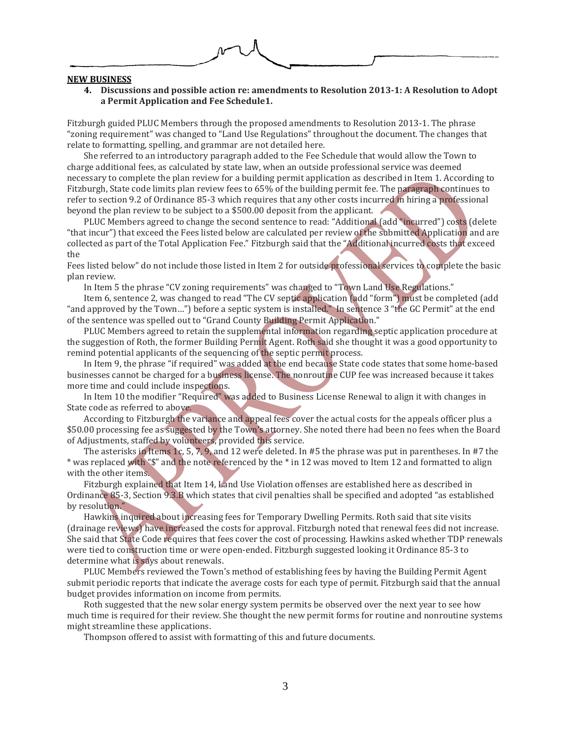**NEW BUSINESS**

**4. Discussions and possible action re: amendments to Resolution 2013-1: A Resolution to Adopt a Permit Application and Fee Schedule1.**

Fitzburgh guided PLUC Members through the proposed amendments to Resolution 2013-1. The phrase "zoning requirement" was changed to "Land Use Regulations" throughout the document. The changes that relate to formatting, spelling, and grammar are not detailed here.

She referred to an introductory paragraph added to the Fee Schedule that would allow the Town to charge additional fees, as calculated by state law, when an outside professional service was deemed necessary to complete the plan review for a building permit application as described in Item 1. According to Fitzburgh, State code limits plan review fees to 65% of the building permit fee. The paragraph continues to refer to section 9.2 of Ordinance 85-3 which requires that any other costs incurred in hiring a professional beyond the plan review to be subject to a $500.00 deposit from the applicant.

PLUC Members agreed to change the second sentence to read: "Additional (add "incurred") costs (delete "that incur") that exceed the Fees listed below are calculated per review of the submitted Application and are collected as part of the Total Application Fee." Fitzburgh said that the "Additional incurred costs that exceed the

Fees listed below" do not include those listed in Item 2 for outside professional services to complete the basic plan review.

In Item 5 the phrase "CV zoning requirements" was changed to "Town Land Use Regulations."

Item 6, sentence 2, was changed to read "The CV septic application (add "form") must be completed (add "and approved by the Town…") before a septic system is installed." In sentence 3 "the GC Permit" at the end of the sentence was spelled out to "Grand County Building Permit Application."

PLUC Members agreed to retain the supplemental information regarding septic application procedure at the suggestion of Roth, the former Building Permit Agent. Roth said she thought it was a good opportunity to remind potential applicants of the sequencing of the septic permit process.

In Item 9, the phrase "if required" was added at the end because State code states that some home-based businesses cannot be charged for a business license. The nonroutine CUP fee was increased because it takes more time and could include inspections.

In Item 10 the modifier "Required" was added to Business License Renewal to align it with changes in State code as referred to above.

According to Fitzburgh the variance and appeal fees cover the actual costs for the appeals officer plus a $50.00 processing fee as suggested by the Town's attorney. She noted there had been no fees when the Board of Adjustments, staffed by volunteers, provided this service.

The asterisks in Items 1c, 5, 7, 9, and 12 were deleted. In #5 the phrase was put in parentheses. In #7 the * was replaced with "$" and the note referenced by the * in 12 was moved to Item 12 and formatted to align with the other items.

Fitzburgh explained that Item 14, Land Use Violation offenses are established here as described in Ordinance 85-3, Section 9.3.B which states that civil penalties shall be specified and adopted "as established by resolution."

Hawkins inquired about increasing fees for Temporary Dwelling Permits. Roth said that site visits (drainage reviews) have increased the costs for approval. Fitzburgh noted that renewal fees did not increase. She said that State Code requires that fees cover the cost of processing. Hawkins asked whether TDP renewals were tied to construction time or were open-ended. Fitzburgh suggested looking it Ordinance 85-3 to determine what is says about renewals.

PLUC Members reviewed the Town's method of establishing fees by having the Building Permit Agent submit periodic reports that indicate the average costs for each type of permit. Fitzburgh said that the annual budget provides information on income from permits.

Roth suggested that the new solar energy system permits be observed over the next year to see how much time is required for their review. She thought the new permit forms for routine and nonroutine systems might streamline these applications.

Thompson offered to assist with formatting of this and future documents.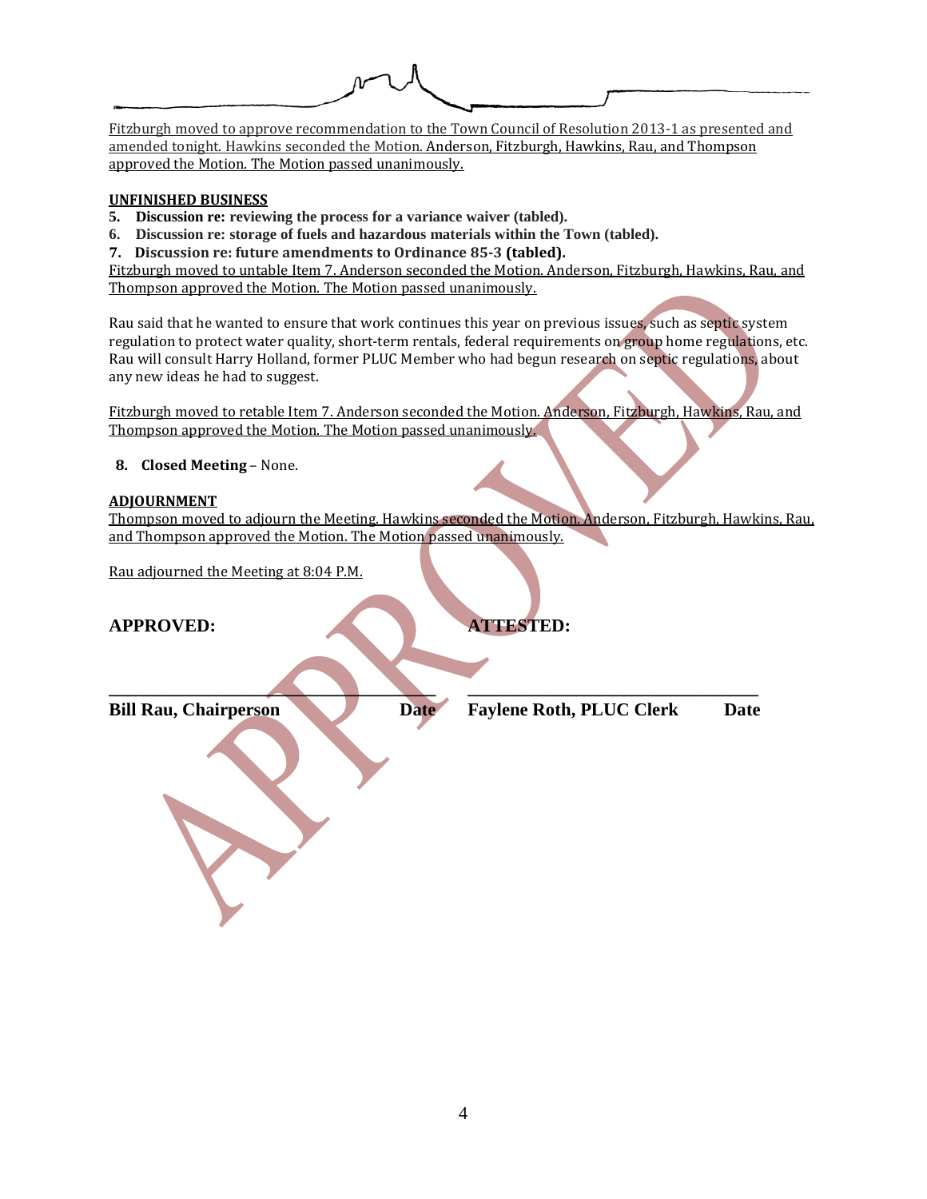Fitzburgh moved to approve recommendation to the Town Council of Resolution 2013-1 as presented and amended tonight. Hawkins seconded the Motion. Anderson, Fitzburgh, Hawkins, Rau, and Thompson approved the Motion. The Motion passed unanimously.

**UNFINISHED BUSINESS**

**5. Discussion re: reviewing the process for a variance waiver (tabled).**

**6. Discussion re: storage of fuels and hazardous materials within the Town (tabled).**

**7. Discussion re: future amendments to Ordinance 85-3 (tabled).**

Fitzburgh moved to untable Item 7. Anderson seconded the Motion. Anderson, Fitzburgh, Hawkins, Rau, and Thompson approved the Motion. The Motion passed unanimously.

Rau said that he wanted to ensure that work continues this year on previous issues, such as septic system regulation to protect water quality, short-term rentals, federal requirements on group home regulations, etc. Rau will consult Harry Holland, former PLUC Member who had begun research on septic regulations, about any new ideas he had to suggest.

Fitzburgh moved to retable Item 7. Anderson seconded the Motion. Anderson, Fitzburgh, Hawkins, Rau, and Thompson approved the Motion. The Motion passed unanimously.

**8. Closed Meeting** – None.

**ADJOURNMENT**

Thompson moved to adjourn the Meeting. Hawkins seconded the Motion. Anderson, Fitzburgh, Hawkins, Rau, and Thompson approved the Motion. The Motion passed unanimously.

Rau adjourned the Meeting at 8:04 P.M.

**APPROVED:** **ATTESTED:**

**Bill Rau, Chairperson Date** **Faylene Roth, PLUC Clerk Date**